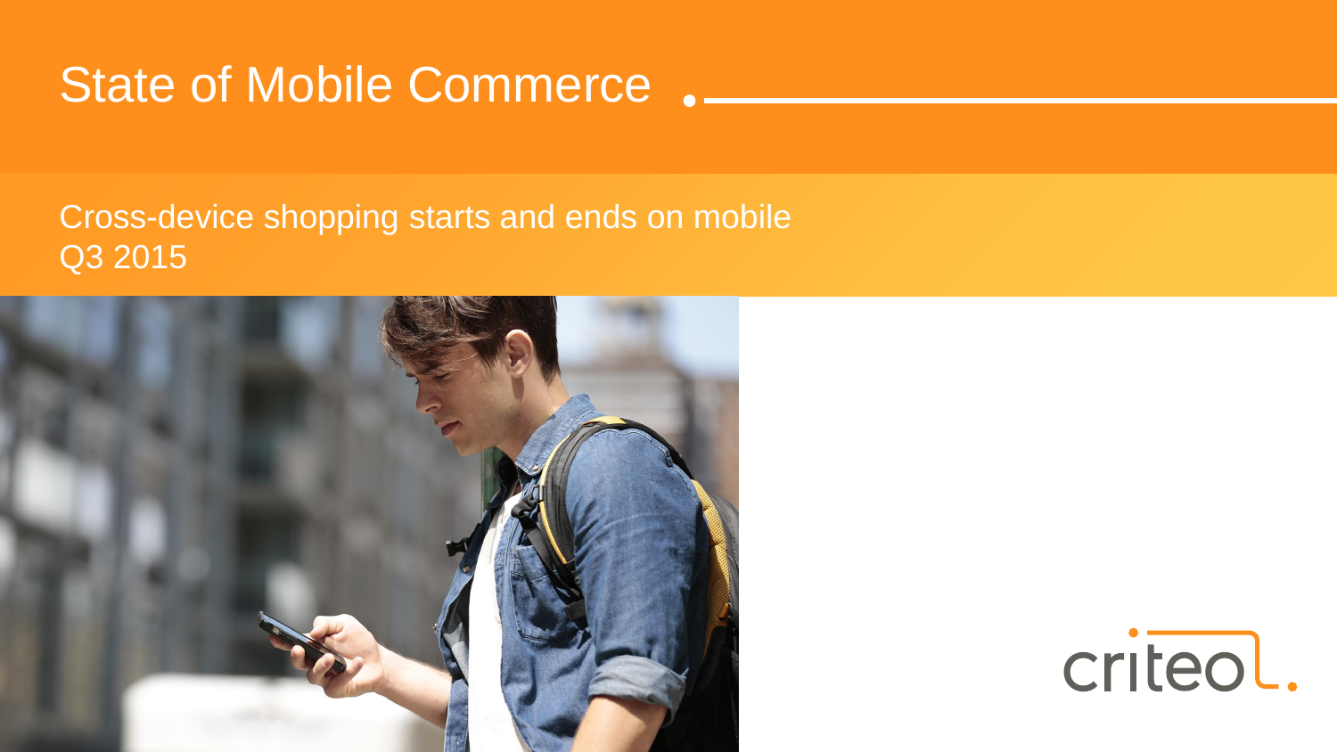# State of Mobile Commerce

Cross-device shopping starts and ends on mobile
Q3 2015

criteo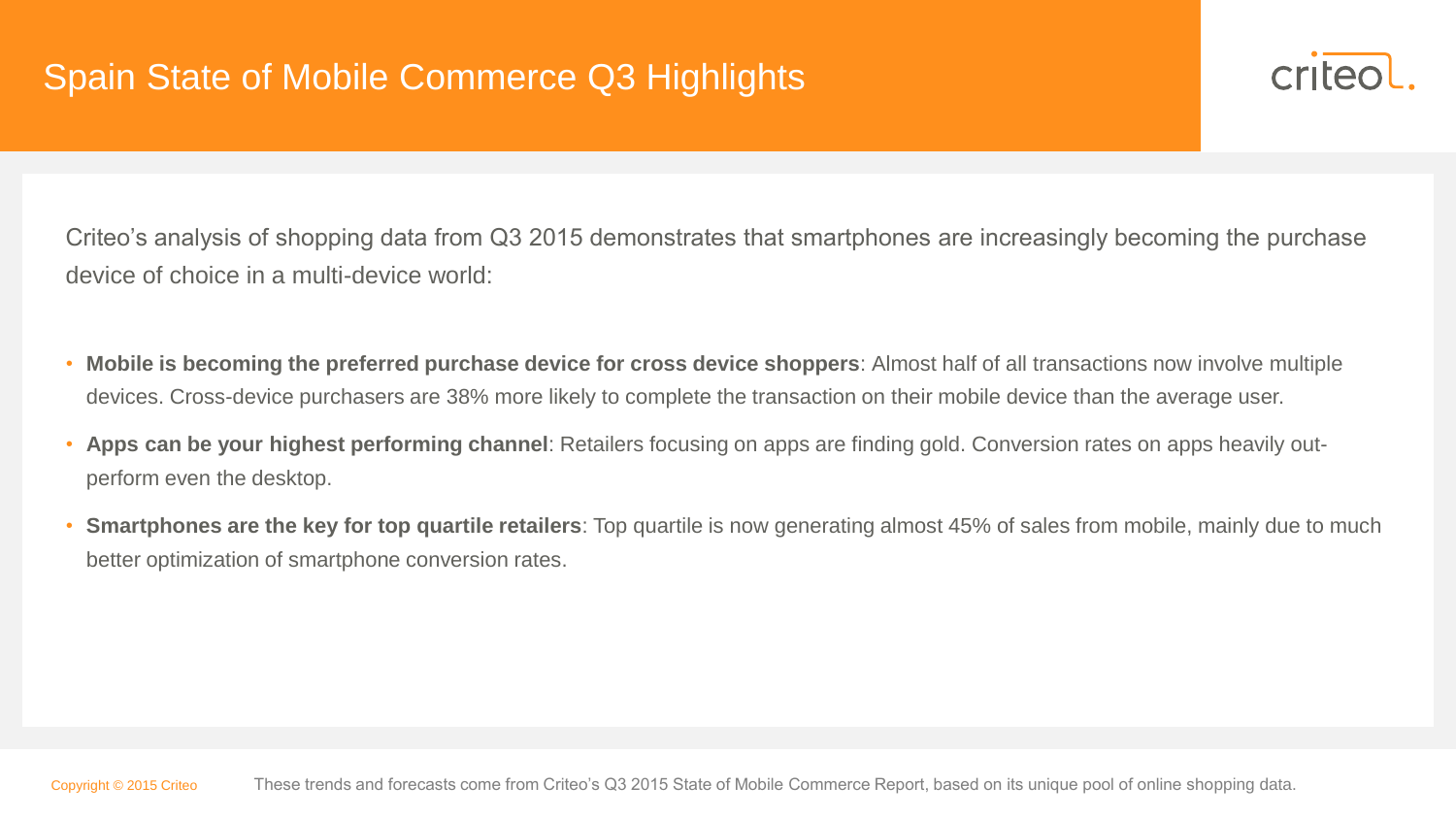# Spain State of Mobile Commerce Q3 Highlights

Criteo's analysis of shopping data from Q3 2015 demonstrates that smartphones are increasingly becoming the purchase device of choice in a multi-device world:

- **Mobile is becoming the preferred purchase device for cross device shoppers**: Almost half of all transactions now involve multiple devices. Cross-device purchasers are 38% more likely to complete the transaction on their mobile device than the average user.
- **Apps can be your highest performing channel**: Retailers focusing on apps are finding gold. Conversion rates on apps heavily out-perform even the desktop.
- **Smartphones are the key for top quartile retailers**: Top quartile is now generating almost 45% of sales from mobile, mainly due to much better optimization of smartphone conversion rates.

Copyright © 2015 Criteo

These trends and forecasts come from Criteo's Q3 2015 State of Mobile Commerce Report, based on its unique pool of online shopping data.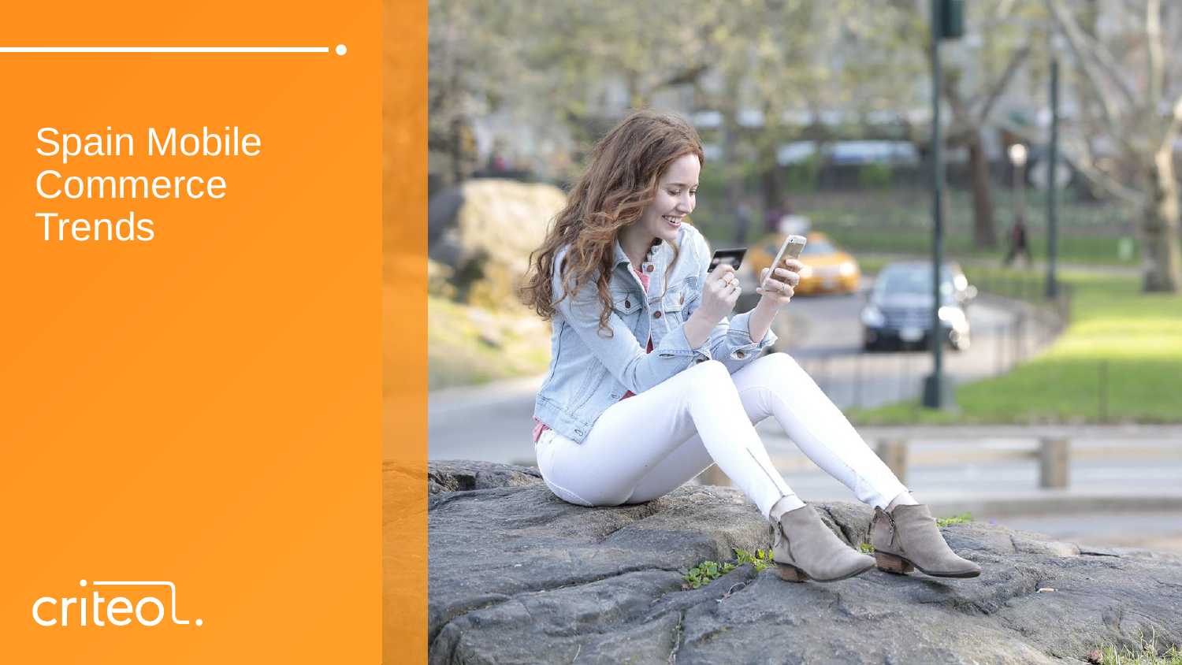# Spain Mobile Commerce Trends

criteo.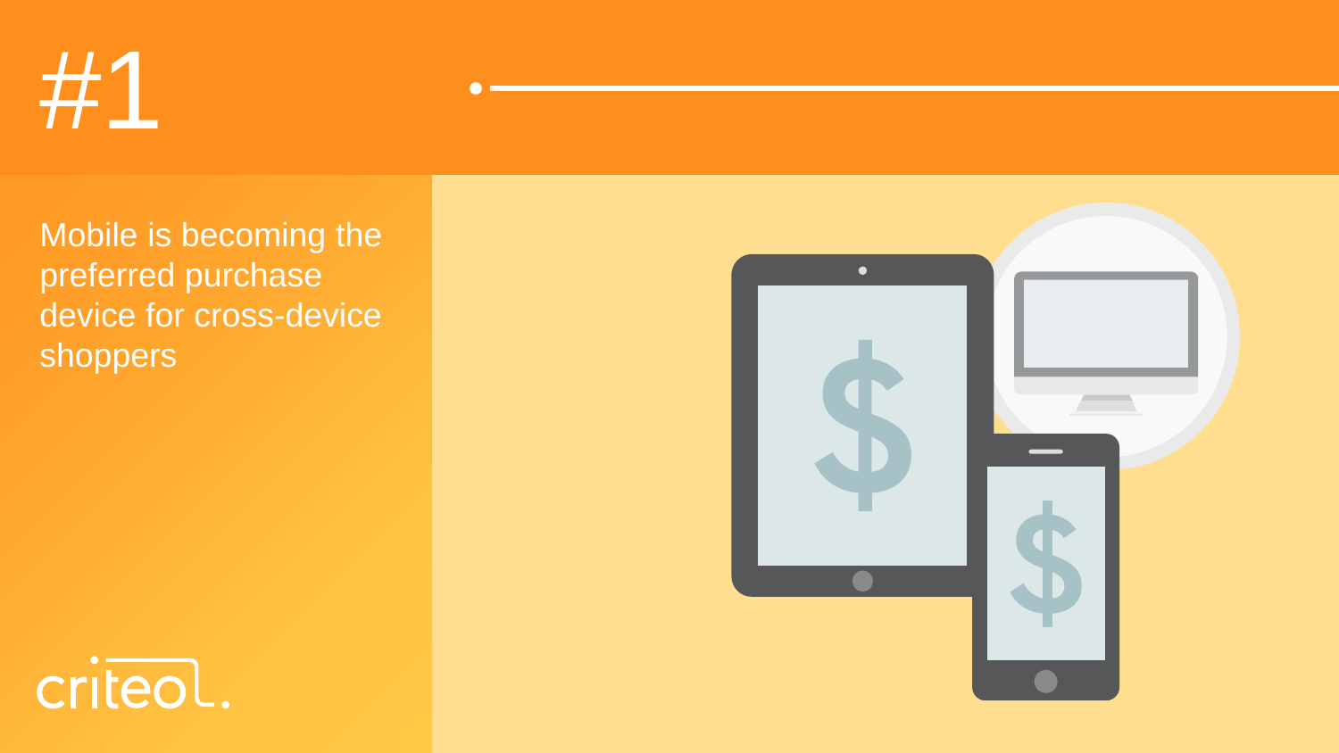# #1

Mobile is becoming the preferred purchase device for cross-device shoppers

criteo.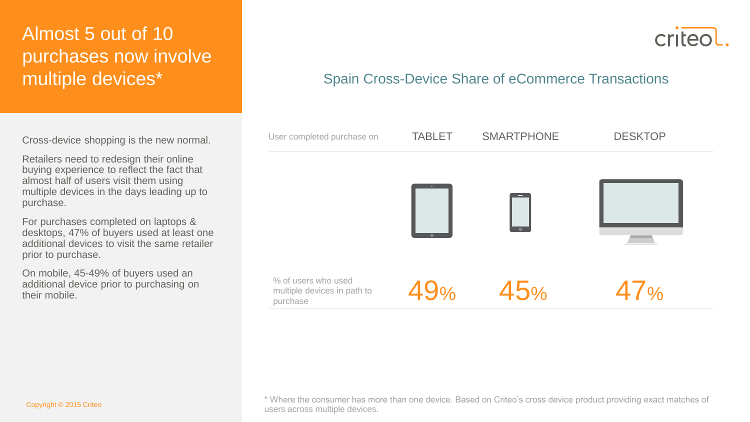# Almost 5 out of 10 purchases now involve multiple devices*

Cross-device shopping is the new normal.

Retailers need to redesign their online buying experience to reflect the fact that almost half of users visit them using multiple devices in the days leading up to purchase.

For purchases completed on laptops & desktops, 47% of buyers used at least one additional devices to visit the same retailer prior to purchase.

On mobile, 45-49% of buyers used an additional device prior to purchasing on their mobile.

## Spain Cross-Device Share of eCommerce Transactions

| User completed purchase on | TABLET | SMARTPHONE | DESKTOP |
| --- | --- | --- | --- |
| % of users who used multiple devices in path to purchase | 49% | 45% | 47% |

* Where the consumer has more than one device. Based on Criteo's cross device product providing exact matches of users across multiple devices.

Copyright © 2015 Criteo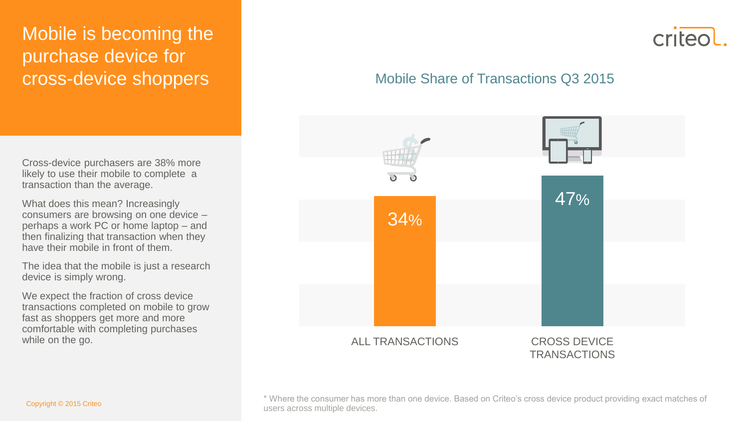# Mobile is becoming the purchase device for cross-device shoppers

Cross-device purchasers are 38% more likely to use their mobile to complete a transaction than the average.

What does this mean? Increasingly consumers are browsing on one device – perhaps a work PC or home laptop – and then finalizing that transaction when they have their mobile in front of them.

The idea that the mobile is just a research device is simply wrong.

We expect the fraction of cross device transactions completed on mobile to grow fast as shoppers get more and more comfortable with completing purchases while on the go.

## Mobile Share of Transactions Q3 2015

| | Mobile Share |
|---|---|
| ALL TRANSACTIONS | 34% |
| CROSS DEVICE TRANSACTIONS | 47% |

\* Where the consumer has more than one device. Based on Criteo's cross device product providing exact matches of users across multiple devices.

Copyright © 2015 Criteo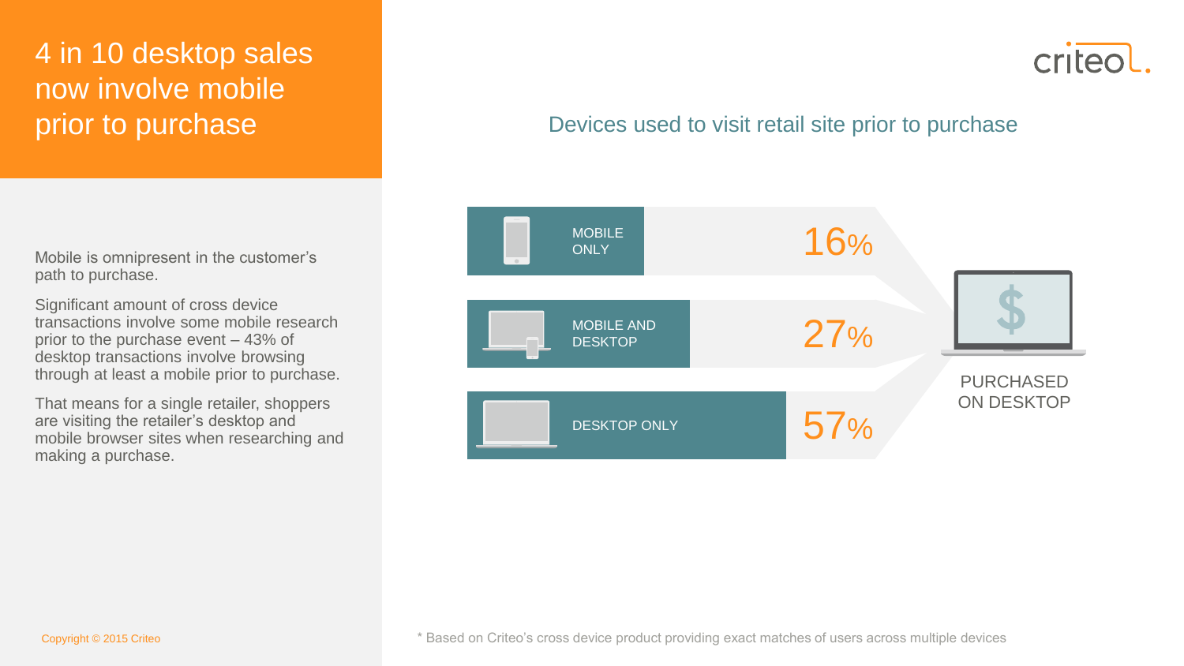# 4 in 10 desktop sales now involve mobile prior to purchase

Mobile is omnipresent in the customer's path to purchase.

Significant amount of cross device transactions involve some mobile research prior to the purchase event – 43% of desktop transactions involve browsing through at least a mobile prior to purchase.

That means for a single retailer, shoppers are visiting the retailer's desktop and mobile browser sites when researching and making a purchase.

## Devices used to visit retail site prior to purchase

| Device | Share |
|---|---|
| MOBILE ONLY | 16% |
| MOBILE AND DESKTOP | 27% |
| DESKTOP ONLY | 57% |

PURCHASED ON DESKTOP

\* Based on Criteo's cross device product providing exact matches of users across multiple devices

Copyright © 2015 Criteo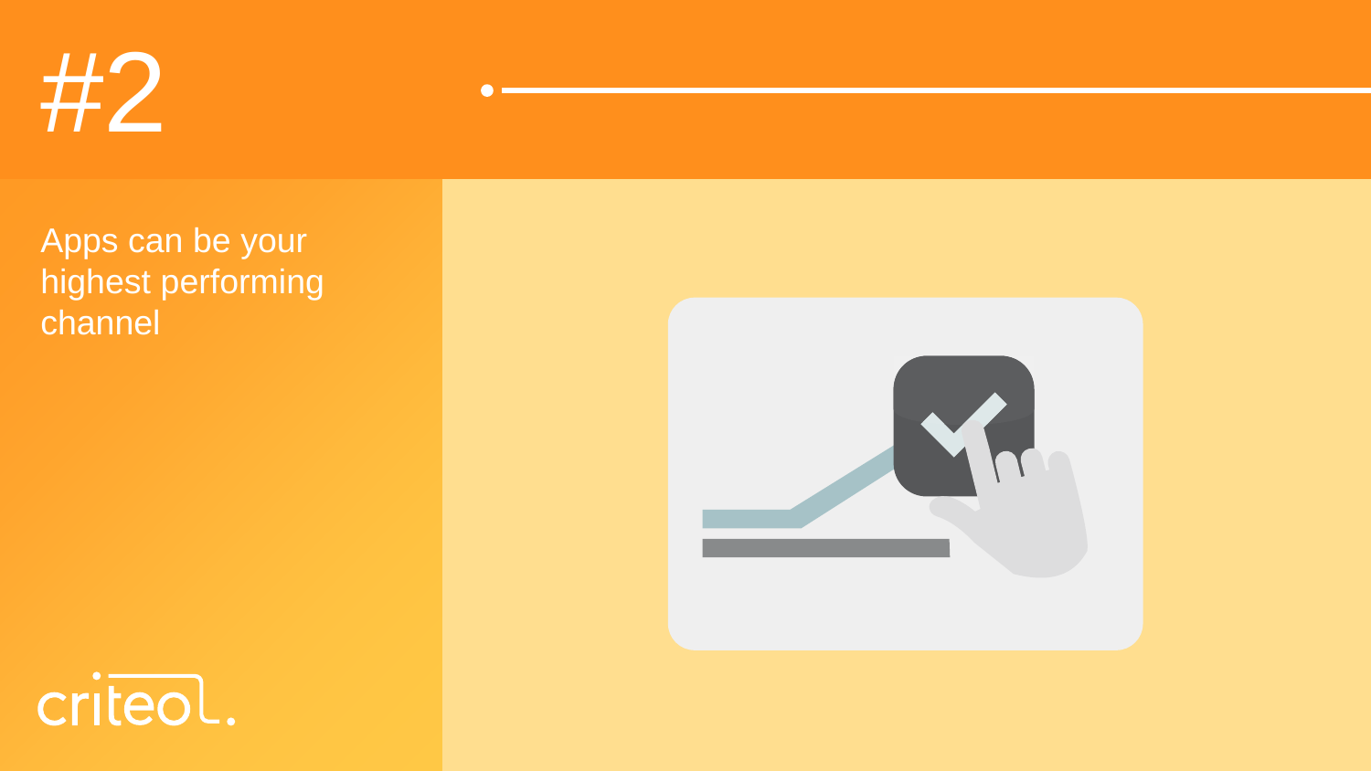# #2

Apps can be your highest performing channel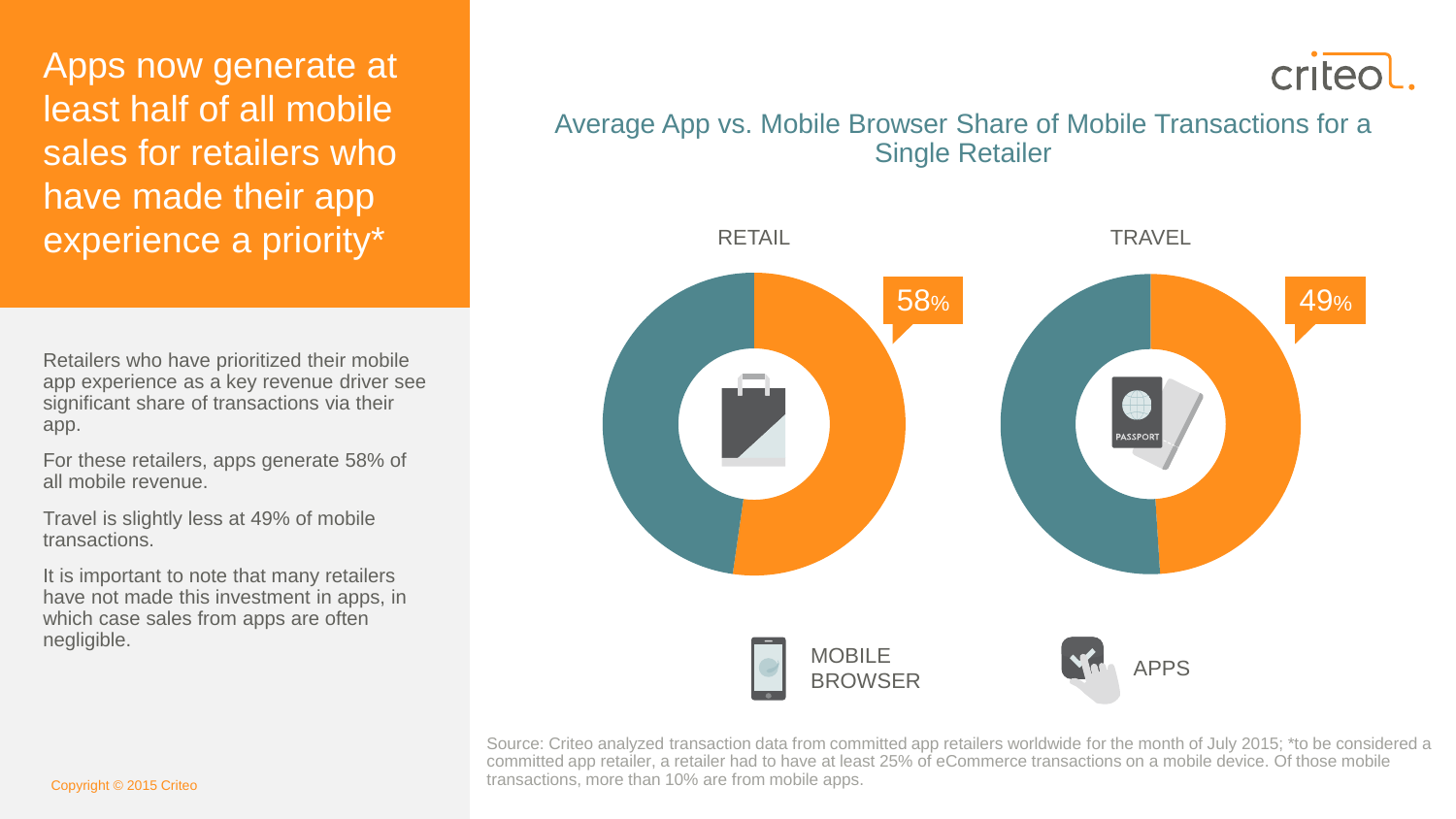# Apps now generate at least half of all mobile sales for retailers who have made their app experience a priority*

Retailers who have prioritized their mobile app experience as a key revenue driver see significant share of transactions via their app.

For these retailers, apps generate 58% of all mobile revenue.

Travel is slightly less at 49% of mobile transactions.

It is important to note that many retailers have not made this investment in apps, in which case sales from apps are often negligible.

criteo

## Average App vs. Mobile Browser Share of Mobile Transactions for a Single Retailer

RETAIL

58%

TRAVEL

49%

PASSPORT

MOBILE BROWSER

APPS

Source: Criteo analyzed transaction data from committed app retailers worldwide for the month of July 2015; *to be considered a committed app retailer, a retailer had to have at least 25% of eCommerce transactions on a mobile device. Of those mobile transactions, more than 10% are from mobile apps.

Copyright © 2015 Criteo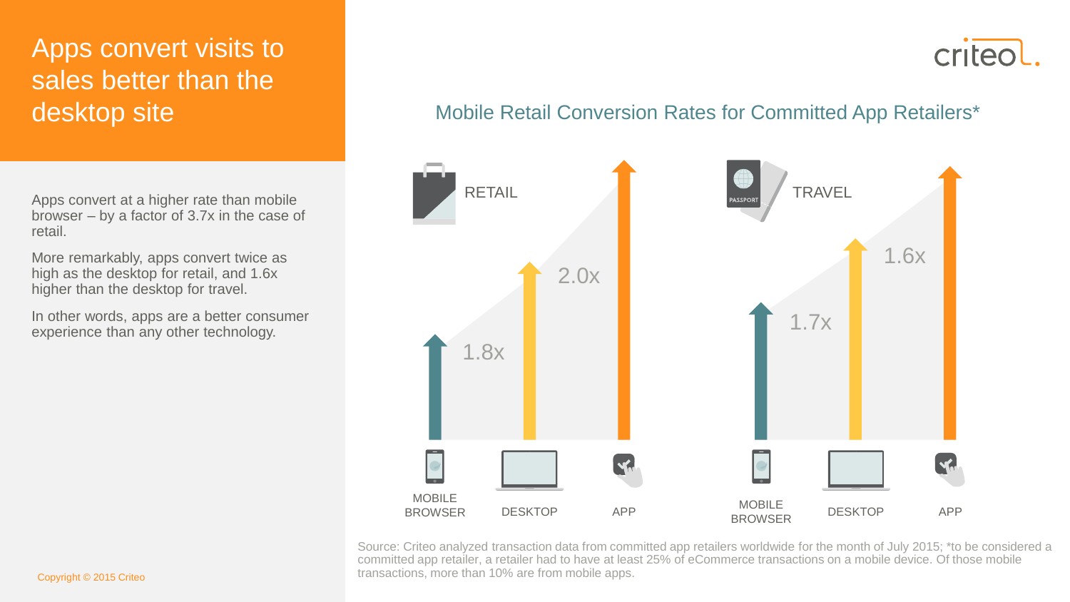# Apps convert visits to sales better than the desktop site

Apps convert at a higher rate than mobile browser – by a factor of 3.7x in the case of retail.

More remarkably, apps convert twice as high as the desktop for retail, and 1.6x higher than the desktop for travel.

In other words, apps are a better consumer experience than any other technology.

criteo.

## Mobile Retail Conversion Rates for Committed App Retailers*

RETAIL

1.8x

2.0x

MOBILE BROWSER | DESKTOP | APP

TRAVEL

1.7x

1.6x

MOBILE BROWSER | DESKTOP | APP

Source: Criteo analyzed transaction data from committed app retailers worldwide for the month of July 2015; *to be considered a committed app retailer, a retailer had to have at least 25% of eCommerce transactions on a mobile device. Of those mobile transactions, more than 10% are from mobile apps.

Copyright © 2015 Criteo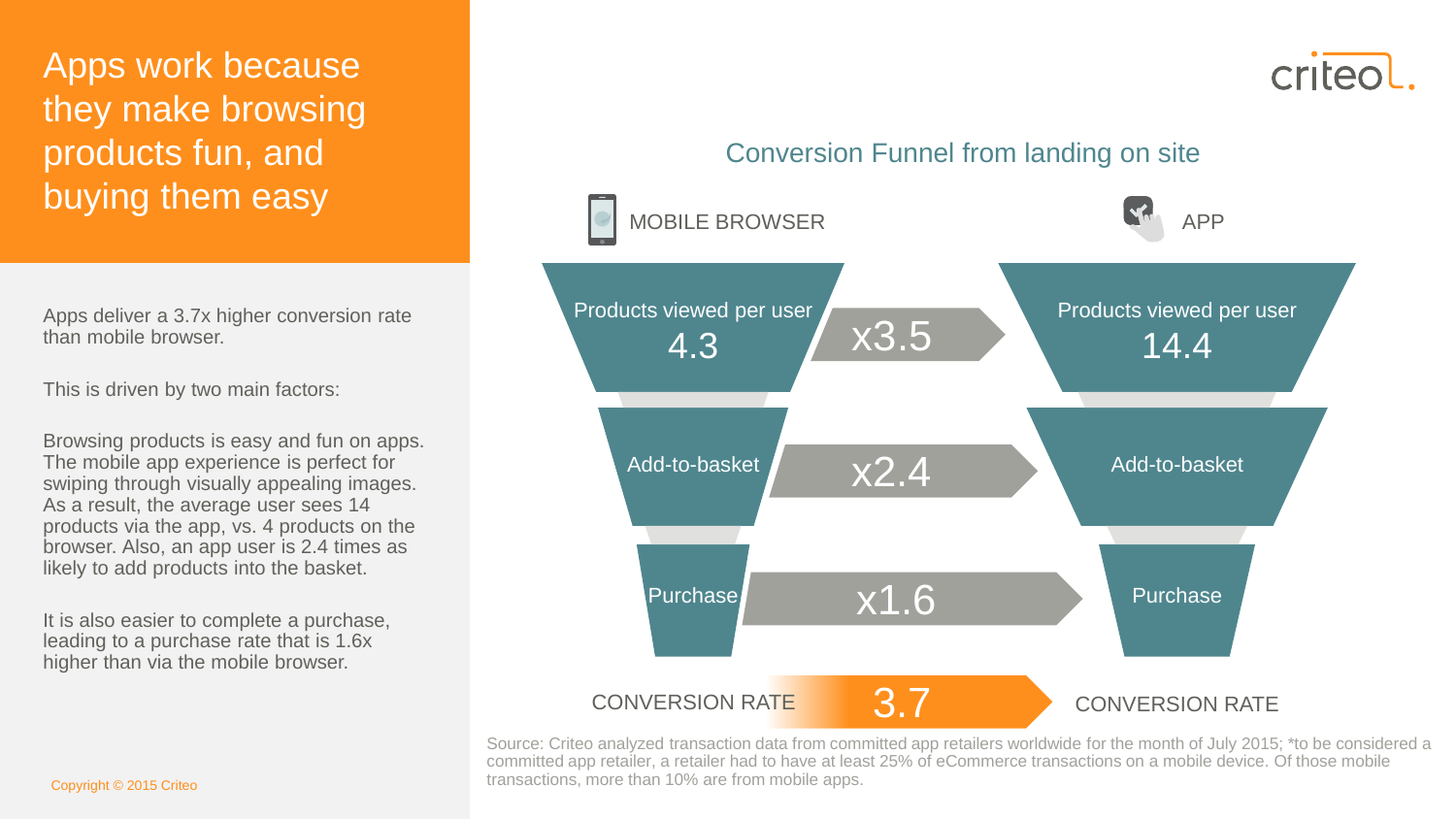# Apps work because they make browsing products fun, and buying them easy

Apps deliver a 3.7x higher conversion rate than mobile browser.

This is driven by two main factors:

Browsing products is easy and fun on apps. The mobile app experience is perfect for swiping through visually appealing images. As a result, the average user sees 14 products via the app, vs. 4 products on the browser. Also, an app user is 2.4 times as likely to add products into the basket.

It is also easier to complete a purchase, leading to a purchase rate that is 1.6x higher than via the mobile browser.

Copyright © 2015 Criteo

criteo.

## Conversion Funnel from landing on site

| MOBILE BROWSER | | APP |
|---|---|---|
| Products viewed per user 4.3 | x3.5 | Products viewed per user 14.4 |
| Add-to-basket | x2.4 | Add-to-basket |
| Purchase | x1.6 | Purchase |
| CONVERSION RATE | 3.7 | CONVERSION RATE |

Source: Criteo analyzed transaction data from committed app retailers worldwide for the month of July 2015; *to be considered a committed app retailer, a retailer had to have at least 25% of eCommerce transactions on a mobile device. Of those mobile transactions, more than 10% are from mobile apps.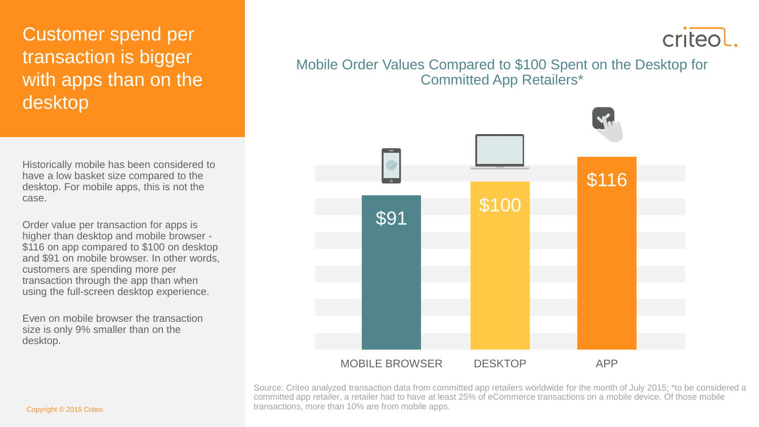# Customer spend per transaction is bigger with apps than on the desktop

Historically mobile has been considered to have a low basket size compared to the desktop. For mobile apps, this is not the case.

Order value per transaction for apps is higher than desktop and mobile browser - $116 on app compared to $100 on desktop and $91 on mobile browser. In other words, customers are spending more per transaction through the app than when using the full-screen desktop experience.

Even on mobile browser the transaction size is only 9% smaller than on the desktop.

Copyright © 2015 Criteo

criteo.

## Mobile Order Values Compared to $100 Spent on the Desktop for Committed App Retailers*

| MOBILE BROWSER | DESKTOP | APP |
|---|---|---|
| $91 | $100 | $116 |

Source: Criteo analyzed transaction data from committed app retailers worldwide for the month of July 2015; *to be considered a committed app retailer, a retailer had to have at least 25% of eCommerce transactions on a mobile device. Of those mobile transactions, more than 10% are from mobile apps.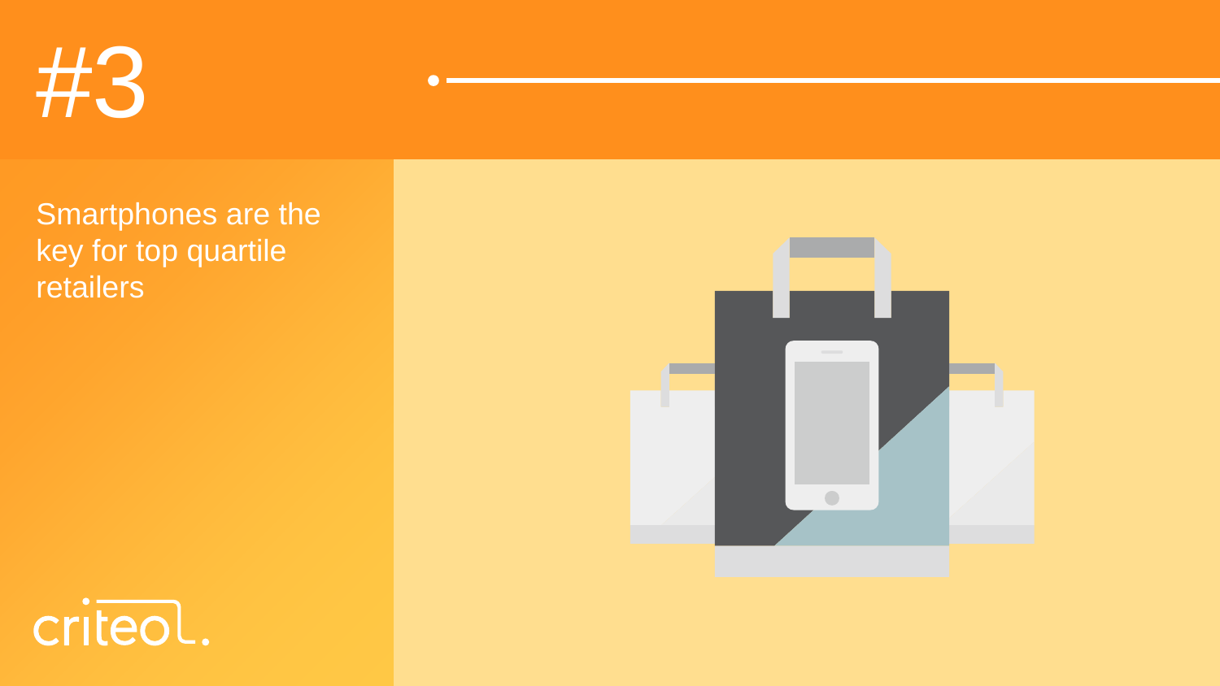# #3

Smartphones are the key for top quartile retailers

criteo.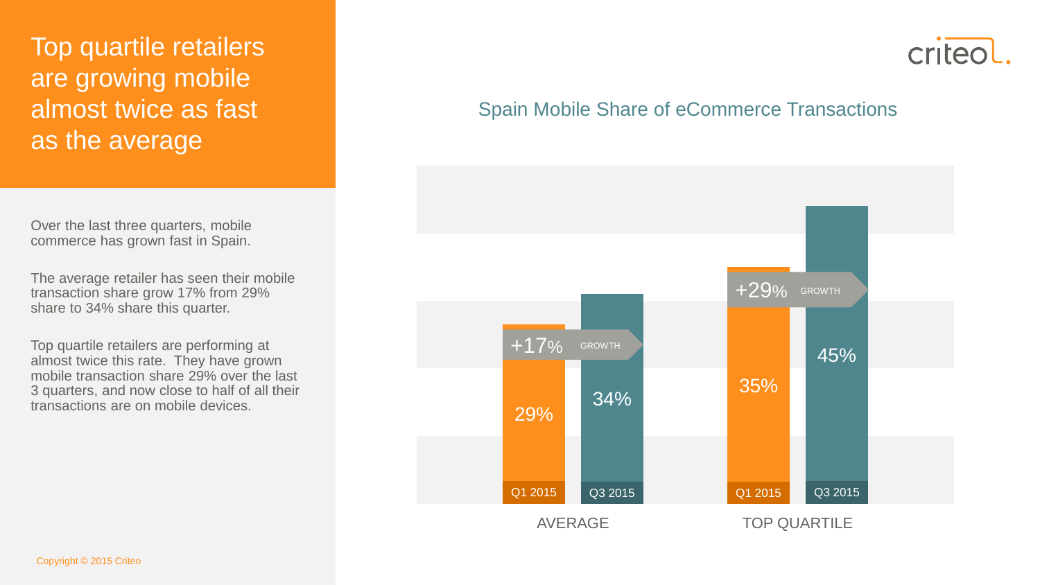# Top quartile retailers are growing mobile almost twice as fast as the average

Over the last three quarters, mobile commerce has grown fast in Spain.

The average retailer has seen their mobile transaction share grow 17% from 29% share to 34% share this quarter.

Top quartile retailers are performing at almost twice this rate. They have grown mobile transaction share 29% over the last 3 quarters, and now close to half of all their transactions are on mobile devices.

## Spain Mobile Share of eCommerce Transactions

| | Q1 2015 | Q3 2015 | Growth |
|---|---|---|---|
| AVERAGE | 29% | 34% | +17% |
| TOP QUARTILE | 35% | 45% | +29% |

Copyright © 2015 Criteo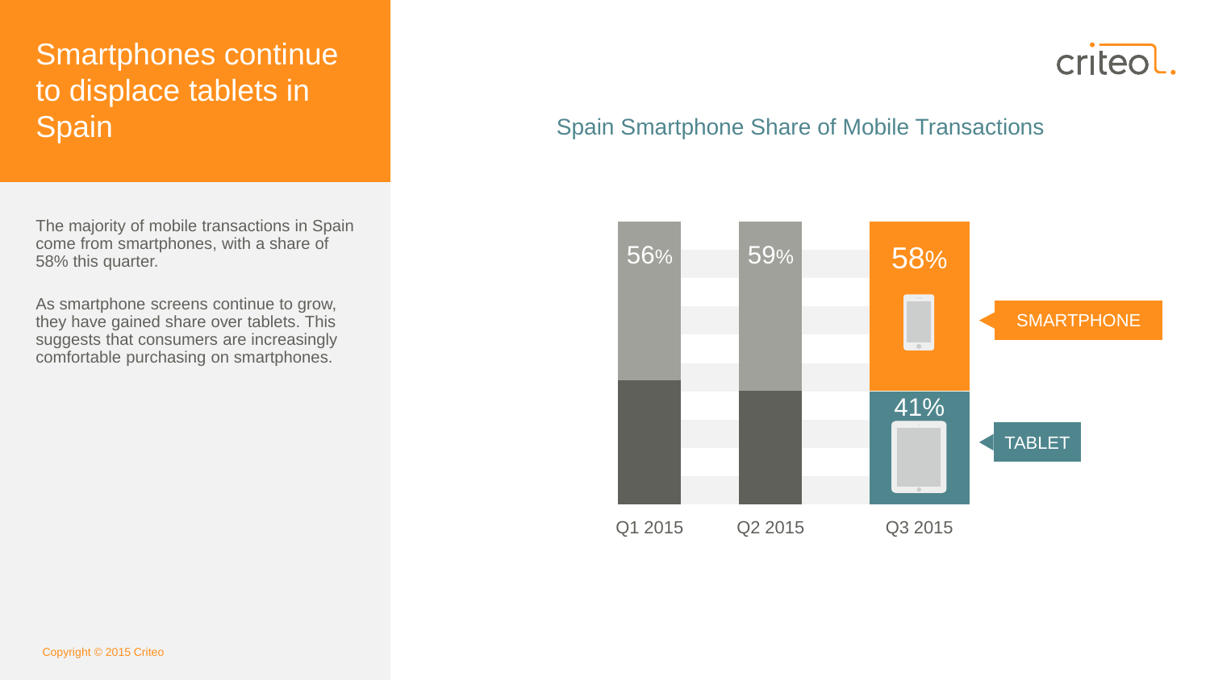# Smartphones continue to displace tablets in Spain

The majority of mobile transactions in Spain come from smartphones, with a share of 58% this quarter.

As smartphone screens continue to grow, they have gained share over tablets. This suggests that consumers are increasingly comfortable purchasing on smartphones.

## Spain Smartphone Share of Mobile Transactions

| | Q1 2015 | Q2 2015 | Q3 2015 |
|---|---|---|---|
| SMARTPHONE | 56% | 59% | 58% |
| TABLET | | | 41% |

Copyright © 2015 Criteo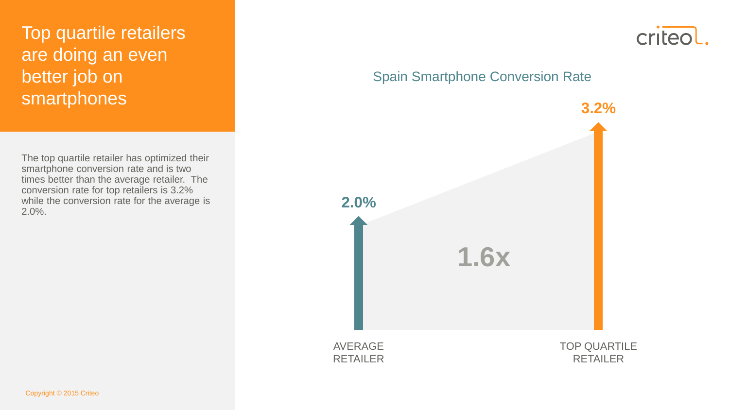# Top quartile retailers are doing an even better job on smartphones

The top quartile retailer has optimized their smartphone conversion rate and is two times better than the average retailer. The conversion rate for top retailers is 3.2% while the conversion rate for the average is 2.0%.

criteo

**Spain Smartphone Conversion Rate**

| | AVERAGE RETAILER | TOP QUARTILE RETAILER |
|---|---|---|
| Conversion Rate | 2.0% | 3.2% |

1.6x

Copyright © 2015 Criteo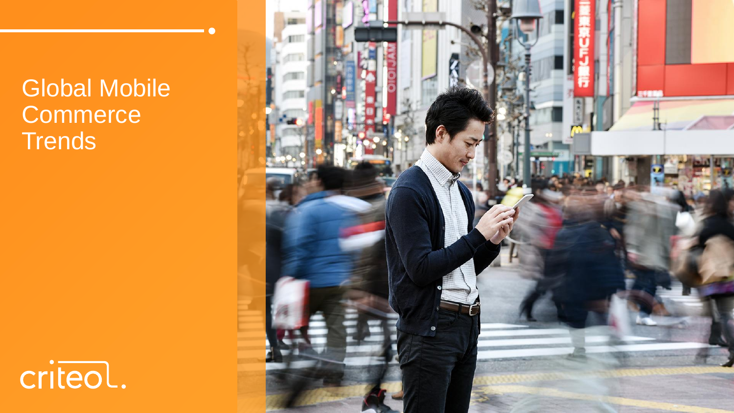# Global Mobile Commerce Trends

criteo.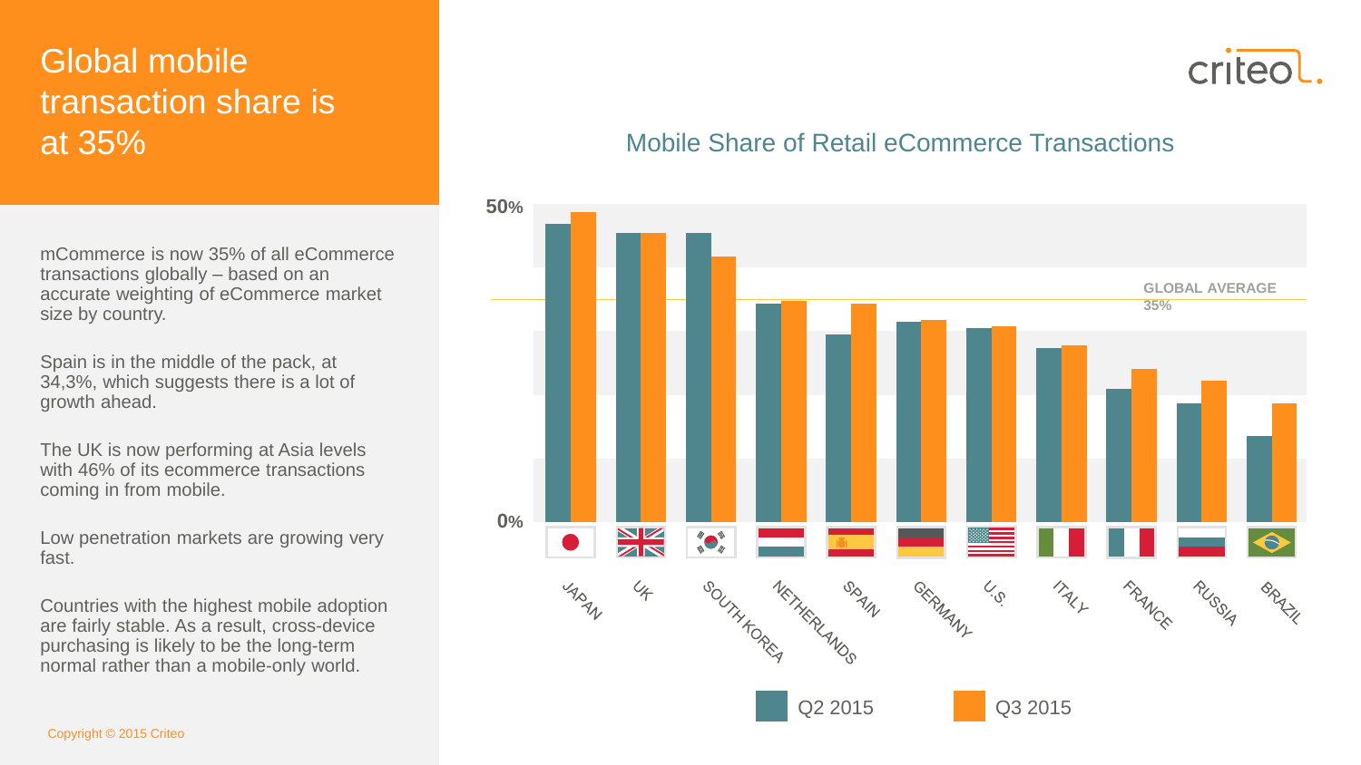# Global mobile transaction share is at 35%

mCommerce is now 35% of all eCommerce transactions globally – based on an accurate weighting of eCommerce market size by country.

Spain is in the middle of the pack, at 34,3%, which suggests there is a lot of growth ahead.

The UK is now performing at Asia levels with 46% of its ecommerce transactions coming in from mobile.

Low penetration markets are growing very fast.

Countries with the highest mobile adoption are fairly stable. As a result, cross-device purchasing is likely to be the long-term normal rather than a mobile-only world.

Copyright © 2015 Criteo

## Mobile Share of Retail eCommerce Transactions

50%

GLOBAL AVERAGE 35%

0%

JAPAN, UK, SOUTH KOREA, NETHERLANDS, SPAIN, GERMANY, U.S., ITALY, FRANCE, RUSSIA, BRAZIL

Q2 2015 | Q3 2015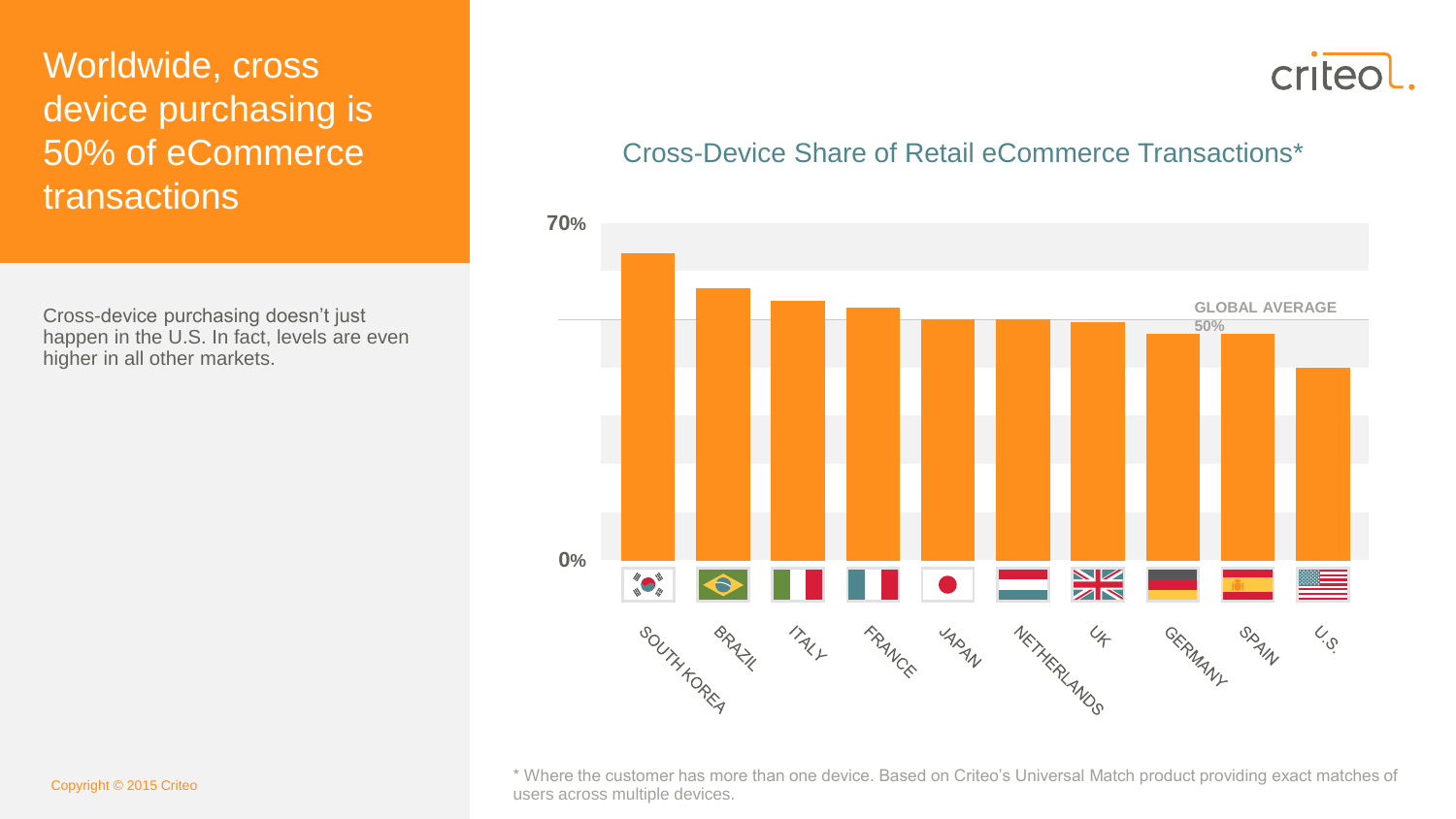# Worldwide, cross device purchasing is 50% of eCommerce transactions

Cross-device purchasing doesn't just happen in the U.S. In fact, levels are even higher in all other markets.

## Cross-Device Share of Retail eCommerce Transactions*

70%

GLOBAL AVERAGE 50%

0%

SOUTH KOREA, BRAZIL, ITALY, FRANCE, JAPAN, NETHERLANDS, UK, GERMANY, SPAIN, U.S.

\* Where the customer has more than one device. Based on Criteo's Universal Match product providing exact matches of users across multiple devices.

Copyright © 2015 Criteo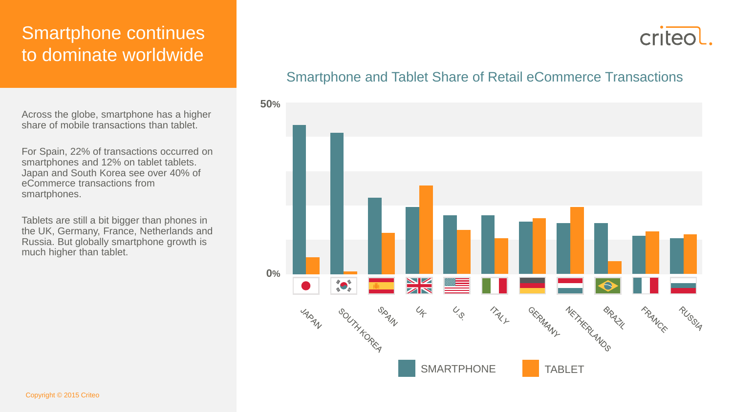# Smartphone continues to dominate worldwide

Across the globe, smartphone has a higher share of mobile transactions than tablet.

For Spain, 22% of transactions occurred on smartphones and 12% on tablet tablets. Japan and South Korea see over 40% of eCommerce transactions from smartphones.

Tablets are still a bit bigger than phones in the UK, Germany, France, Netherlands and Russia. But globally smartphone growth is much higher than tablet.

## Smartphone and Tablet Share of Retail eCommerce Transactions

50%

0%

JAPAN, SOUTH KOREA, SPAIN, UK, U.S., ITALY, GERMANY, NETHERLANDS, BRAZIL, FRANCE, RUSSIA

SMARTPHONE TABLET

Copyright © 2015 Criteo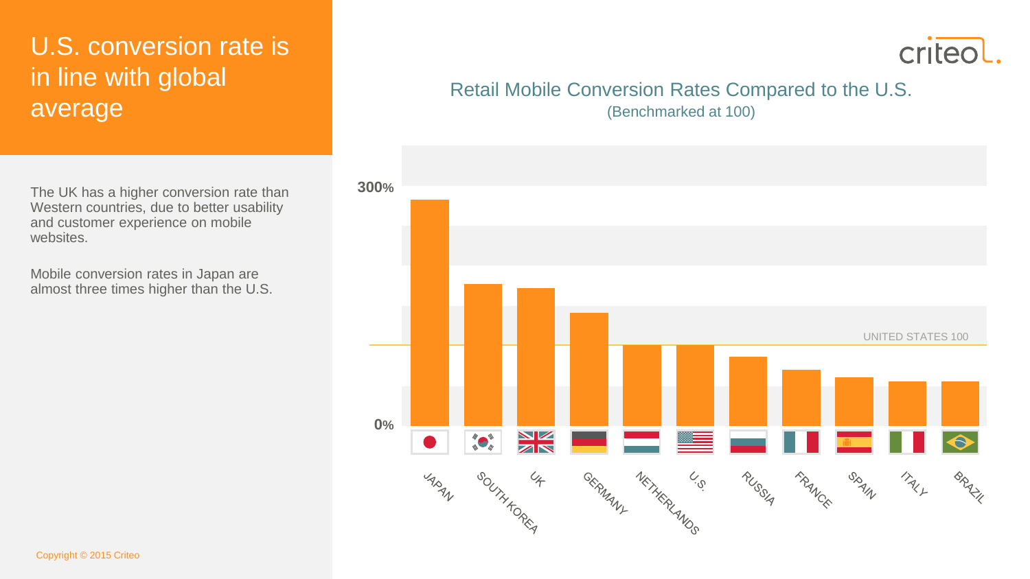# U.S. conversion rate is in line with global average

The UK has a higher conversion rate than Western countries, due to better usability and customer experience on mobile websites.

Mobile conversion rates in Japan are almost three times higher than the U.S.

## Retail Mobile Conversion Rates Compared to the U.S.

(Benchmarked at 100)

300%

0%

UNITED STATES 100

JAPAN, SOUTH KOREA, UK, GERMANY, NETHERLANDS, U.S., RUSSIA, FRANCE, SPAIN, ITALY, BRAZIL

Copyright © 2015 Criteo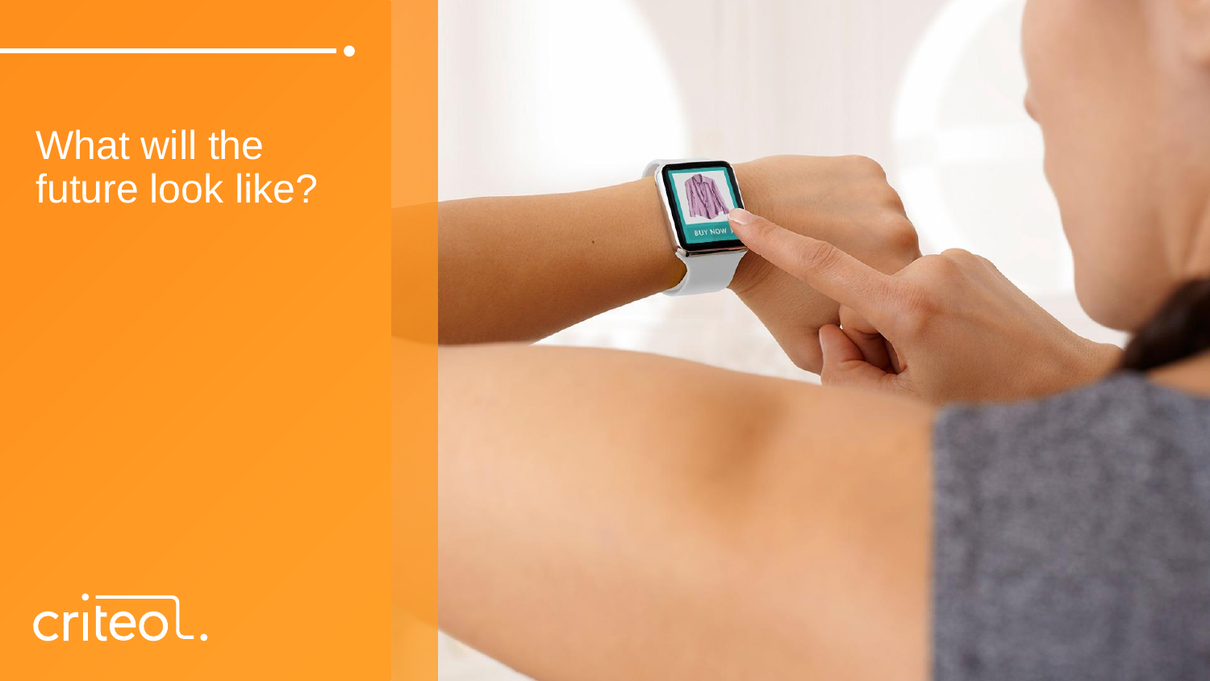# What will the future look like?

criteo.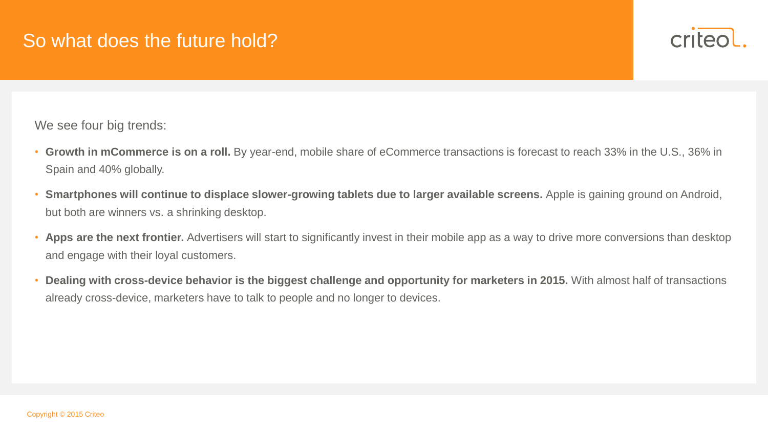# So what does the future hold?

We see four big trends:

- **Growth in mCommerce is on a roll.** By year-end, mobile share of eCommerce transactions is forecast to reach 33% in the U.S., 36% in Spain and 40% globally.
- **Smartphones will continue to displace slower-growing tablets due to larger available screens.** Apple is gaining ground on Android, but both are winners vs. a shrinking desktop.
- **Apps are the next frontier.** Advertisers will start to significantly invest in their mobile app as a way to drive more conversions than desktop and engage with their loyal customers.
- **Dealing with cross-device behavior is the biggest challenge and opportunity for marketers in 2015.** With almost half of transactions already cross-device, marketers have to talk to people and no longer to devices.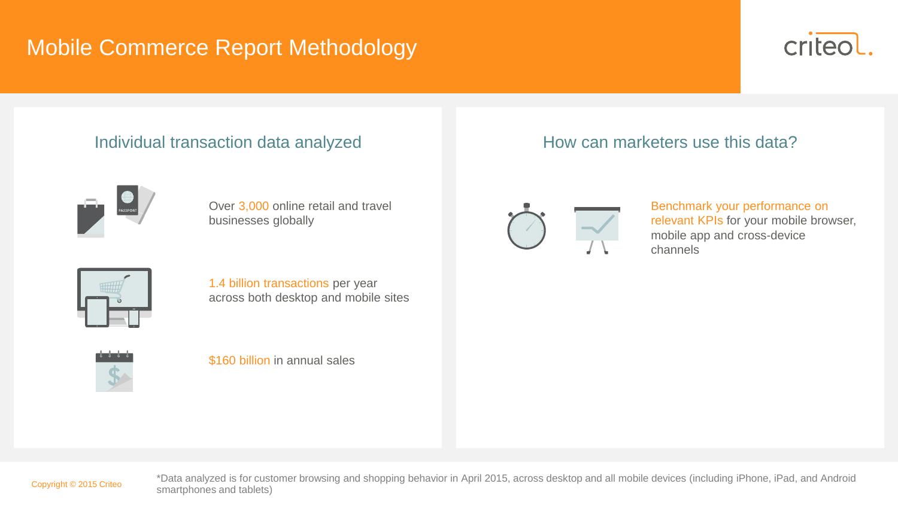# Mobile Commerce Report Methodology

## Individual transaction data analyzed

Over 3,000 online retail and travel businesses globally

1.4 billion transactions per year across both desktop and mobile sites

$160 billion in annual sales

## How can marketers use this data?

Benchmark your performance on relevant KPIs for your mobile browser, mobile app and cross-device channels

Copyright © 2015 Criteo

*Data analyzed is for customer browsing and shopping behavior in April 2015, across desktop and all mobile devices (including iPhone, iPad, and Android smartphones and tablets)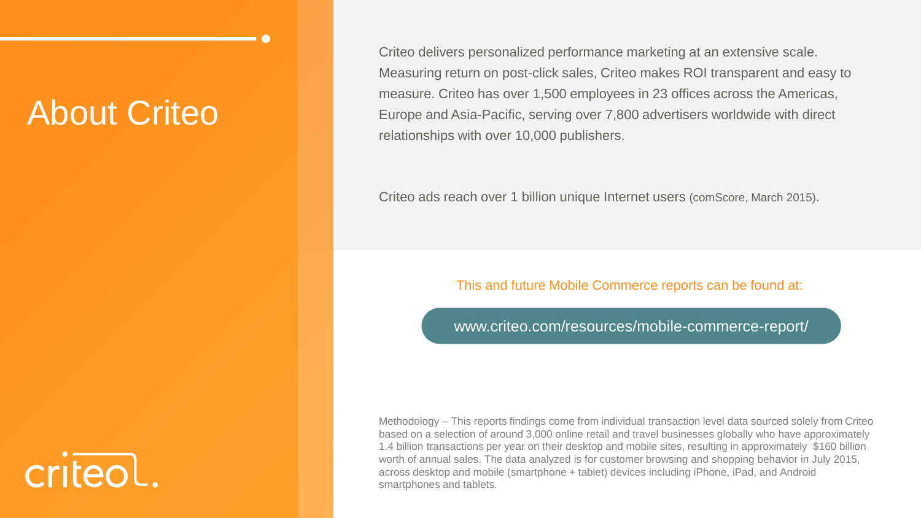# About Criteo

Criteo delivers personalized performance marketing at an extensive scale. Measuring return on post-click sales, Criteo makes ROI transparent and easy to measure. Criteo has over 1,500 employees in 23 offices across the Americas, Europe and Asia-Pacific, serving over 7,800 advertisers worldwide with direct relationships with over 10,000 publishers.

Criteo ads reach over 1 billion unique Internet users (comScore, March 2015).

This and future Mobile Commerce reports can be found at:

www.criteo.com/resources/mobile-commerce-report/

Methodology – This reports findings come from individual transaction level data sourced solely from Criteo based on a selection of around 3,000 online retail and travel businesses globally who have approximately 1.4 billion transactions per year on their desktop and mobile sites, resulting in approximately $160 billion worth of annual sales. The data analyzed is for customer browsing and shopping behavior in July 2015, across desktop and mobile (smartphone + tablet) devices including iPhone, iPad, and Android smartphones and tablets.

criteo.